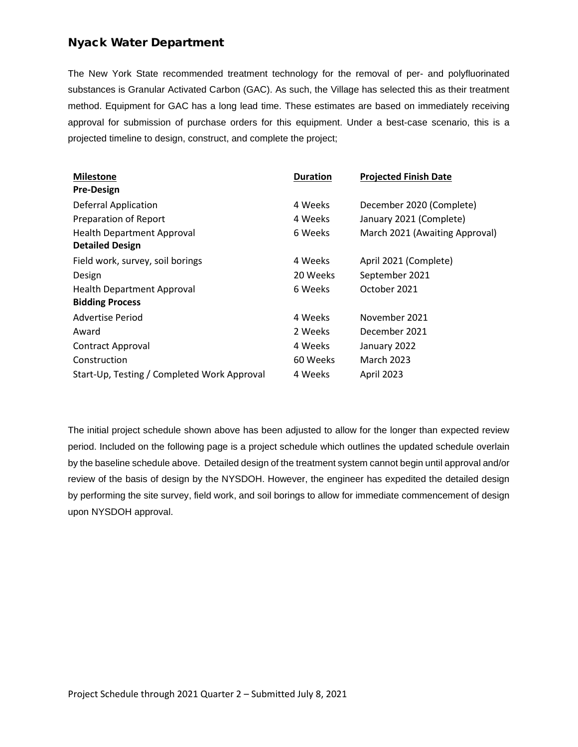## Nyack Water Department

The New York State recommended treatment technology for the removal of per- and polyfluorinated substances is Granular Activated Carbon (GAC). As such, the Village has selected this as their treatment method. Equipment for GAC has a long lead time. These estimates are based on immediately receiving approval for submission of purchase orders for this equipment. Under a best-case scenario, this is a projected timeline to design, construct, and complete the project;

| Milestone | Duration | Projected Finish Date |
|---|---|---|
| **Pre-Design** | | |
| Deferral Application | 4 Weeks | December 2020 (Complete) |
| Preparation of Report | 4 Weeks | January 2021 (Complete) |
| Health Department Approval | 6 Weeks | March 2021 (Awaiting Approval) |
| **Detailed Design** | | |
| Field work, survey, soil borings | 4 Weeks | April 2021 (Complete) |
| Design | 20 Weeks | September 2021 |
| Health Department Approval | 6 Weeks | October 2021 |
| **Bidding Process** | | |
| Advertise Period | 4 Weeks | November 2021 |
| Award | 2 Weeks | December 2021 |
| Contract Approval | 4 Weeks | January 2022 |
| Construction | 60 Weeks | March 2023 |
| Start-Up, Testing / Completed Work Approval | 4 Weeks | April 2023 |

The initial project schedule shown above has been adjusted to allow for the longer than expected review period. Included on the following page is a project schedule which outlines the updated schedule overlain by the baseline schedule above. Detailed design of the treatment system cannot begin until approval and/or review of the basis of design by the NYSDOH. However, the engineer has expedited the detailed design by performing the site survey, field work, and soil borings to allow for immediate commencement of design upon NYSDOH approval.

Project Schedule through 2021 Quarter 2 – Submitted July 8, 2021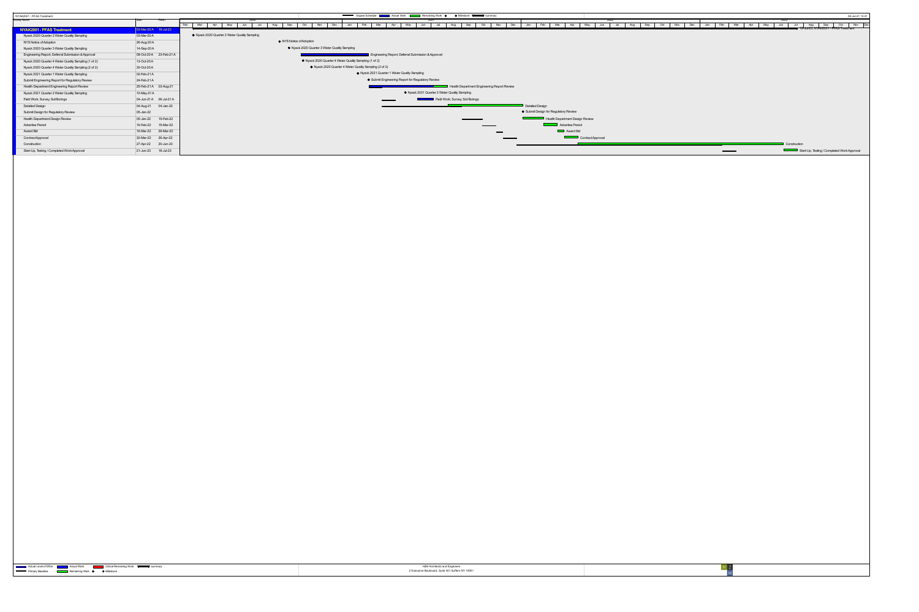NYAK2001 - PFAS Treatment

Original Schedule | Actual Work | Remaining Work | Milestone | summary

| Activity Name | Start | Finish |
|---|---|---|
| **NYAK2001 - PFAS Treatment** | 03-Mar-20 A | 18-Jul-23 |
| Nyack 2020 Quarter 2 Water Quality Sampling | 03-Mar-20 A | |
| NYS Notice of Adoption | 26-Aug-20 A | |
| Nyack 2020 Quarter 3 Water Quality Sampling | 14-Sep-20 A | |
| Engineering Report, Deferral Submission & Approval | 08-Oct-20 A | 23-Feb-21 A |
| Nyack 2020 Quarter 4 Water Quality Sampling (1 of 2) | 13-Oct-20 A | |
| Nyack 2020 Quarter 4 Water Quality Sampling (2 of 2) | 30-Oct-20 A | |
| Nyack 2021 Quarter 1 Water Quality Sampling | 02-Feb-21 A | |
| Submit Engineering Report for Regulatory Review | 24-Feb-21 A | |
| Health Department Engineering Report Review | 25-Feb-21 A | 03-Aug-21 |
| Nyack 2021 Quarter 2 Water Quality Sampling | 10-May-21 A | |
| Field Work, Survey, Soil Borings | 04-Jun-21 A | 06-Jul-21 A |
| Detailed Design | 04-Aug-21 | 04-Jan-22 |
| Submit Design for Regulatory Review | 05-Jan-22 | |
| Health Department Design Review | 05-Jan-22 | 15-Feb-22 |
| Advertise Period | 16-Feb-22 | 15-Mar-22 |
| Award Bid | 16-Mar-22 | 29-Mar-22 |
| Contract Approval | 30-Mar-22 | 26-Apr-22 |
| Construction | 27-Apr-22 | 20-Jun-23 |
| Start-Up, Testing / Completed Work Approval | 21-Jun-23 | 18-Jul-23 |

18-Jul-23, NYAK2001 - PFAS Treatment

Actual Level of Effort | Actual Work | Critical Remaining Work | summary
Primary Baseline | Remaining Work | Milestone

H2M Architects and Engineers
2 Executive Boulevard, Suite 401 Suffern NY 10901